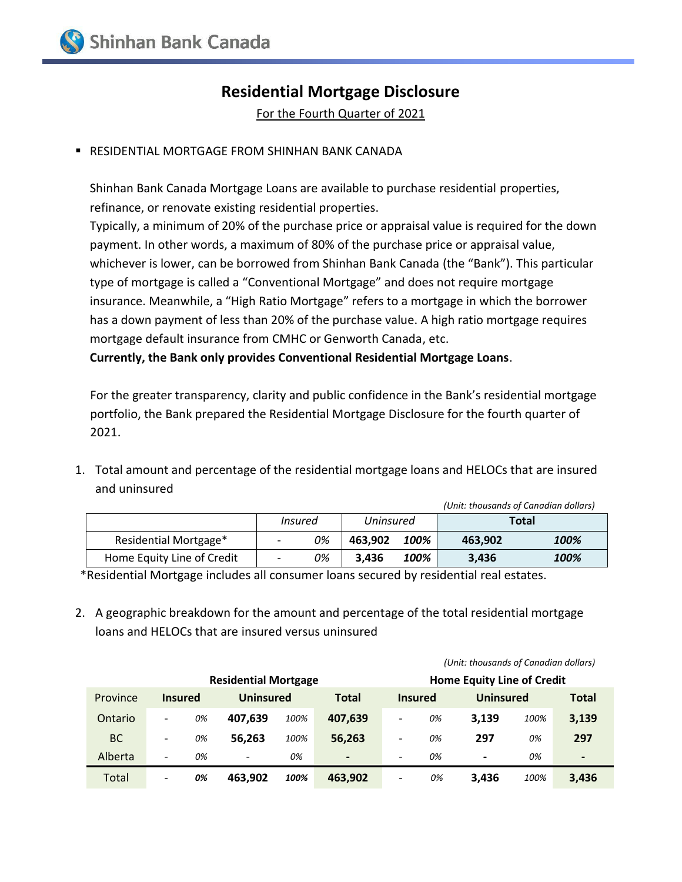Shinhan Bank Canada

# Residential Mortgage Disclosure

For the Fourth Quarter of 2021

- RESIDENTIAL MORTGAGE FROM SHINHAN BANK CANADA

Shinhan Bank Canada Mortgage Loans are available to purchase residential properties, refinance, or renovate existing residential properties.
Typically, a minimum of 20% of the purchase price or appraisal value is required for the down payment. In other words, a maximum of 80% of the purchase price or appraisal value, whichever is lower, can be borrowed from Shinhan Bank Canada (the "Bank"). This particular type of mortgage is called a "Conventional Mortgage" and does not require mortgage insurance. Meanwhile, a "High Ratio Mortgage" refers to a mortgage in which the borrower has a down payment of less than 20% of the purchase value. A high ratio mortgage requires mortgage default insurance from CMHC or Genworth Canada, etc.
**Currently, the Bank only provides Conventional Residential Mortgage Loans**.

For the greater transparency, clarity and public confidence in the Bank's residential mortgage portfolio, the Bank prepared the Residential Mortgage Disclosure for the fourth quarter of 2021.

1. Total amount and percentage of the residential mortgage loans and HELOCs that are insured and uninsured

*(Unit: thousands of Canadian dollars)*

| | *Insured* | | *Uninsured* | | **Total** | |
|---|---|---|---|---|---|---|
| Residential Mortgage* | - | *0%* | **463,902** | ***100%*** | **463,902** | ***100%*** |
| Home Equity Line of Credit | - | *0%* | **3,436** | ***100%*** | **3,436** | ***100%*** |

*Residential Mortgage includes all consumer loans secured by residential real estates.

2. A geographic breakdown for the amount and percentage of the total residential mortgage loans and HELOCs that are insured versus uninsured

*(Unit: thousands of Canadian dollars)*

| | **Residential Mortgage** | | | | | **Home Equity Line of Credit** | | | | |
|---|---|---|---|---|---|---|---|---|---|---|
| Province | **Insured** | | **Uninsured** | | **Total** | **Insured** | | **Uninsured** | | **Total** |
| Ontario | - | *0%* | **407,639** | *100%* | **407,639** | - | *0%* | **3,139** | *100%* | **3,139** |
| BC | - | *0%* | **56,263** | *100%* | **56,263** | - | *0%* | **297** | *0%* | **297** |
| Alberta | - | *0%* | - | *0%* | **-** | - | *0%* | **-** | *0%* | **-** |
| Total | - | ***0%*** | **463,902** | ***100%*** | **463,902** | - | *0%* | **3,436** | *100%* | **3,436** |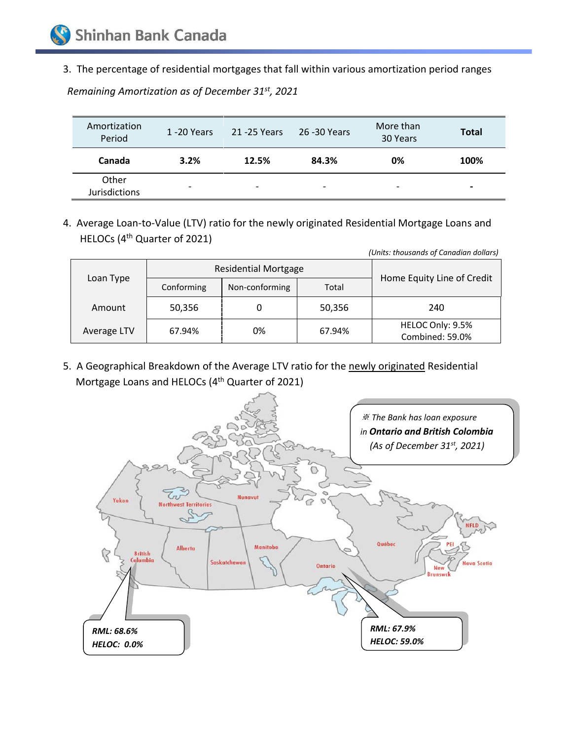3. The percentage of residential mortgages that fall within various amortization period ranges

*Remaining Amortization as of December 31st, 2021*

| Amortization Period | 1 -20 Years | 21 -25 Years | 26 -30 Years | More than 30 Years | **Total** |
|---|---|---|---|---|---|
| **Canada** | **3.2%** | **12.5%** | **84.3%** | **0%** | **100%** |
| Other Jurisdictions | - | - | - | - | **-** |

4. Average Loan-to-Value (LTV) ratio for the newly originated Residential Mortgage Loans and HELOCs (4th Quarter of 2021)

*(Units: thousands of Canadian dollars)*

| Loan Type | Residential Mortgage | | | Home Equity Line of Credit |
|---|---|---|---|---|
| | Conforming | Non-conforming | Total | |
| Amount | 50,356 | 0 | 50,356 | 240 |
| Average LTV | 67.94% | 0% | 67.94% | HELOC Only: 9.5%<br>Combined: 59.0% |

5. A Geographical Breakdown of the Average LTV ratio for the newly originated Residential Mortgage Loans and HELOCs (4th Quarter of 2021)

※ *The Bank has loan exposure in **Ontario and British Colombia** (As of December 31st, 2021)*

British Columbia:
***RML: 68.6%***
***HELOC: 0.0%***

Ontario:
***RML: 67.9%***
***HELOC: 59.0%***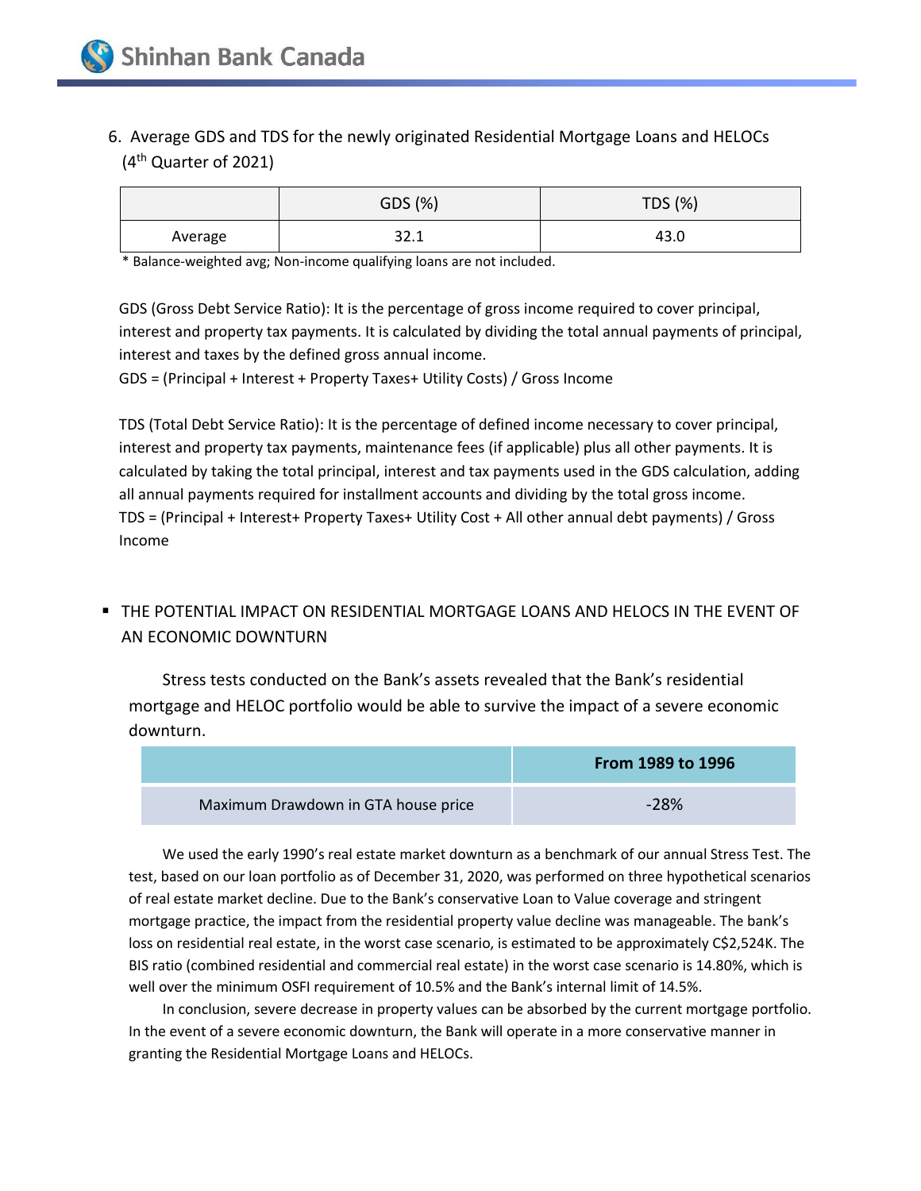6. Average GDS and TDS for the newly originated Residential Mortgage Loans and HELOCs (4th Quarter of 2021)

| | GDS (%) | TDS (%) |
|---|---|---|
| Average | 32.1 | 43.0 |

* Balance-weighted avg; Non-income qualifying loans are not included.

GDS (Gross Debt Service Ratio): It is the percentage of gross income required to cover principal, interest and property tax payments. It is calculated by dividing the total annual payments of principal, interest and taxes by the defined gross annual income.
GDS = (Principal + Interest + Property Taxes+ Utility Costs) / Gross Income

TDS (Total Debt Service Ratio): It is the percentage of defined income necessary to cover principal, interest and property tax payments, maintenance fees (if applicable) plus all other payments. It is calculated by taking the total principal, interest and tax payments used in the GDS calculation, adding all annual payments required for installment accounts and dividing by the total gross income.
TDS = (Principal + Interest+ Property Taxes+ Utility Cost + All other annual debt payments) / Gross Income

- THE POTENTIAL IMPACT ON RESIDENTIAL MORTGAGE LOANS AND HELOCS IN THE EVENT OF AN ECONOMIC DOWNTURN

Stress tests conducted on the Bank's assets revealed that the Bank's residential mortgage and HELOC portfolio would be able to survive the impact of a severe economic downturn.

| | **From 1989 to 1996** |
|---|---|
| Maximum Drawdown in GTA house price | -28% |

We used the early 1990's real estate market downturn as a benchmark of our annual Stress Test. The test, based on our loan portfolio as of December 31, 2020, was performed on three hypothetical scenarios of real estate market decline. Due to the Bank's conservative Loan to Value coverage and stringent mortgage practice, the impact from the residential property value decline was manageable. The bank's loss on residential real estate, in the worst case scenario, is estimated to be approximately C$2,524K. The BIS ratio (combined residential and commercial real estate) in the worst case scenario is 14.80%, which is well over the minimum OSFI requirement of 10.5% and the Bank's internal limit of 14.5%.

In conclusion, severe decrease in property values can be absorbed by the current mortgage portfolio. In the event of a severe economic downturn, the Bank will operate in a more conservative manner in granting the Residential Mortgage Loans and HELOCs.